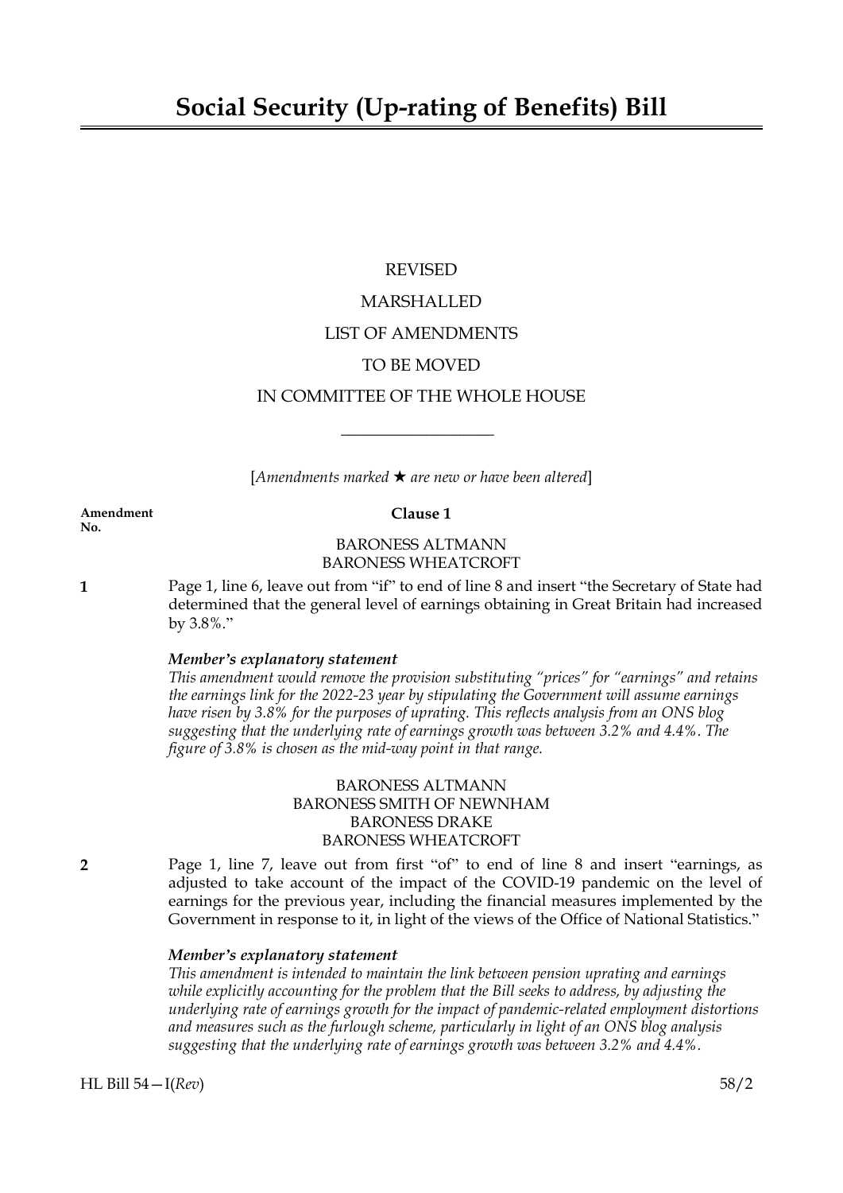# Social Security (Up-rating of Benefits) Bill

REVISED

MARSHALLED

LIST OF AMENDMENTS

TO BE MOVED

IN COMMITTEE OF THE WHOLE HOUSE

---

[*Amendments marked ★ are new or have been altered*]

**Amendment No.**

**Clause 1**

BARONESS ALTMANN
BARONESS WHEATCROFT

**1** Page 1, line 6, leave out from "if" to end of line 8 and insert "the Secretary of State had determined that the general level of earnings obtaining in Great Britain had increased by 3.8%."

***Member's explanatory statement***
*This amendment would remove the provision substituting "prices" for "earnings" and retains the earnings link for the 2022-23 year by stipulating the Government will assume earnings have risen by 3.8% for the purposes of uprating. This reflects analysis from an ONS blog suggesting that the underlying rate of earnings growth was between 3.2% and 4.4%. The figure of 3.8% is chosen as the mid-way point in that range.*

BARONESS ALTMANN
BARONESS SMITH OF NEWNHAM
BARONESS DRAKE
BARONESS WHEATCROFT

**2** Page 1, line 7, leave out from first "of" to end of line 8 and insert "earnings, as adjusted to take account of the impact of the COVID-19 pandemic on the level of earnings for the previous year, including the financial measures implemented by the Government in response to it, in light of the views of the Office of National Statistics."

***Member's explanatory statement***
*This amendment is intended to maintain the link between pension uprating and earnings while explicitly accounting for the problem that the Bill seeks to address, by adjusting the underlying rate of earnings growth for the impact of pandemic-related employment distortions and measures such as the furlough scheme, particularly in light of an ONS blog analysis suggesting that the underlying rate of earnings growth was between 3.2% and 4.4%.*

HL Bill 54—I(*Rev*) 58/2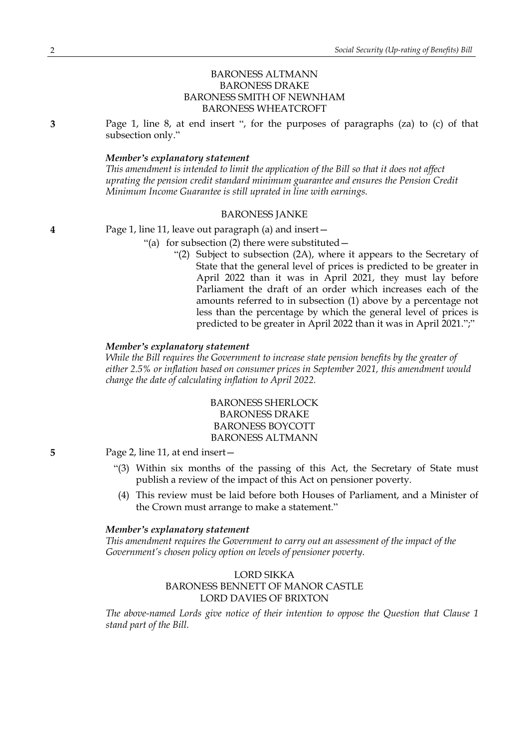BARONESS ALTMANN
BARONESS DRAKE
BARONESS SMITH OF NEWNHAM
BARONESS WHEATCROFT

**3** Page 1, line 8, at end insert ", for the purposes of paragraphs (za) to (c) of that subsection only."

***Member's explanatory statement***

*This amendment is intended to limit the application of the Bill so that it does not affect uprating the pension credit standard minimum guarantee and ensures the Pension Credit Minimum Income Guarantee is still uprated in line with earnings.*

BARONESS JANKE

**4** Page 1, line 11, leave out paragraph (a) and insert—

"(a) for subsection (2) there were substituted—

"(2) Subject to subsection (2A), where it appears to the Secretary of State that the general level of prices is predicted to be greater in April 2022 than it was in April 2021, they must lay before Parliament the draft of an order which increases each of the amounts referred to in subsection (1) above by a percentage not less than the percentage by which the general level of prices is predicted to be greater in April 2022 than it was in April 2021.";"

***Member's explanatory statement***

*While the Bill requires the Government to increase state pension benefits by the greater of either 2.5% or inflation based on consumer prices in September 2021, this amendment would change the date of calculating inflation to April 2022.*

BARONESS SHERLOCK
BARONESS DRAKE
BARONESS BOYCOTT
BARONESS ALTMANN

**5** Page 2, line 11, at end insert—

"(3) Within six months of the passing of this Act, the Secretary of State must publish a review of the impact of this Act on pensioner poverty.

(4) This review must be laid before both Houses of Parliament, and a Minister of the Crown must arrange to make a statement."

***Member's explanatory statement***

*This amendment requires the Government to carry out an assessment of the impact of the Government's chosen policy option on levels of pensioner poverty.*

LORD SIKKA
BARONESS BENNETT OF MANOR CASTLE
LORD DAVIES OF BRIXTON

*The above-named Lords give notice of their intention to oppose the Question that Clause 1 stand part of the Bill.*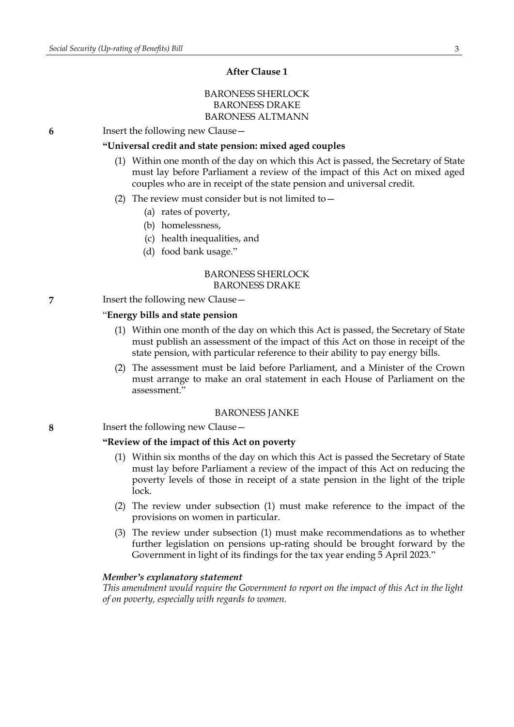**After Clause 1**

BARONESS SHERLOCK
BARONESS DRAKE
BARONESS ALTMANN

**6** Insert the following new Clause—

**"Universal credit and state pension: mixed aged couples**

(1) Within one month of the day on which this Act is passed, the Secretary of State must lay before Parliament a review of the impact of this Act on mixed aged couples who are in receipt of the state pension and universal credit.

(2) The review must consider but is not limited to—

(a) rates of poverty,

(b) homelessness,

(c) health inequalities, and

(d) food bank usage."

BARONESS SHERLOCK
BARONESS DRAKE

**7** Insert the following new Clause—

"**Energy bills and state pension**

(1) Within one month of the day on which this Act is passed, the Secretary of State must publish an assessment of the impact of this Act on those in receipt of the state pension, with particular reference to their ability to pay energy bills.

(2) The assessment must be laid before Parliament, and a Minister of the Crown must arrange to make an oral statement in each House of Parliament on the assessment."

BARONESS JANKE

**8** Insert the following new Clause—

**"Review of the impact of this Act on poverty**

(1) Within six months of the day on which this Act is passed the Secretary of State must lay before Parliament a review of the impact of this Act on reducing the poverty levels of those in receipt of a state pension in the light of the triple lock.

(2) The review under subsection (1) must make reference to the impact of the provisions on women in particular.

(3) The review under subsection (1) must make recommendations as to whether further legislation on pensions up-rating should be brought forward by the Government in light of its findings for the tax year ending 5 April 2023."

***Member's explanatory statement***

*This amendment would require the Government to report on the impact of this Act in the light of on poverty, especially with regards to women.*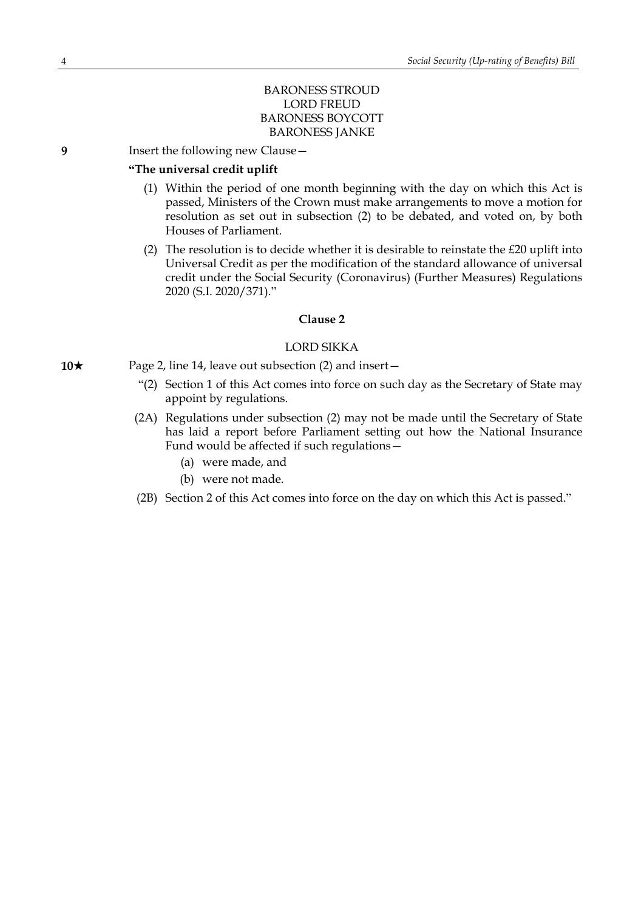BARONESS STROUD
LORD FREUD
BARONESS BOYCOTT
BARONESS JANKE

**9** Insert the following new Clause—

**"The universal credit uplift**

(1) Within the period of one month beginning with the day on which this Act is passed, Ministers of the Crown must make arrangements to move a motion for resolution as set out in subsection (2) to be debated, and voted on, by both Houses of Parliament.

(2) The resolution is to decide whether it is desirable to reinstate the £20 uplift into Universal Credit as per the modification of the standard allowance of universal credit under the Social Security (Coronavirus) (Further Measures) Regulations 2020 (S.I. 2020/371)."

**Clause 2**

LORD SIKKA

**10★** Page 2, line 14, leave out subsection (2) and insert—

"(2) Section 1 of this Act comes into force on such day as the Secretary of State may appoint by regulations.

(2A) Regulations under subsection (2) may not be made until the Secretary of State has laid a report before Parliament setting out how the National Insurance Fund would be affected if such regulations—

(a) were made, and

(b) were not made.

(2B) Section 2 of this Act comes into force on the day on which this Act is passed."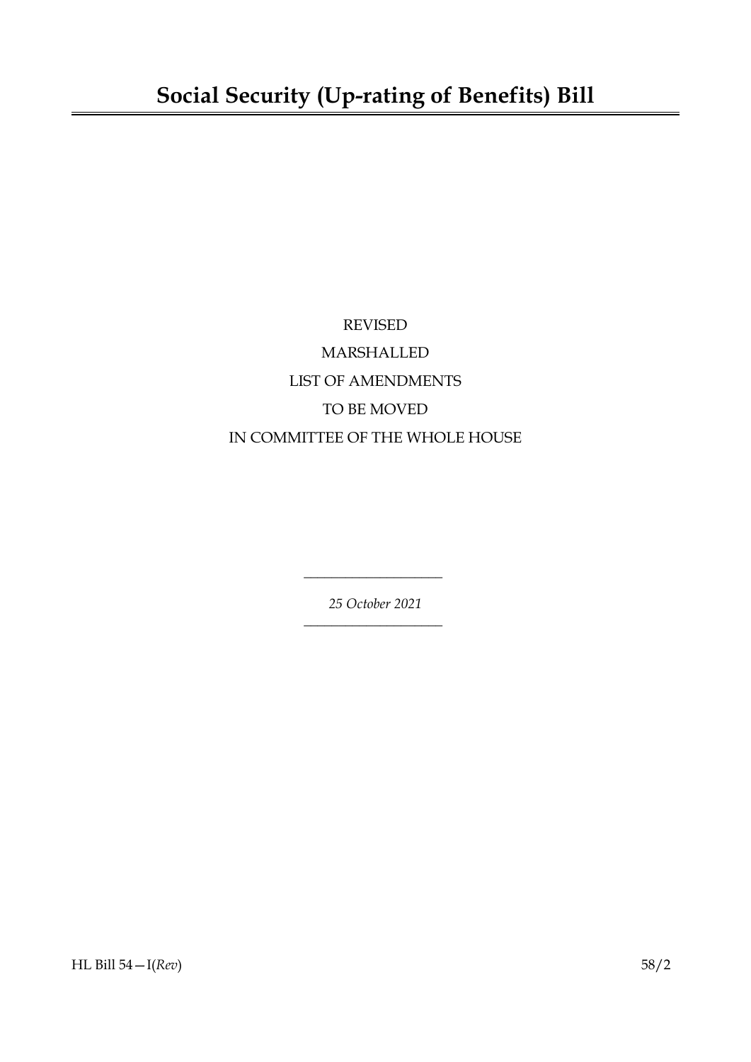# Social Security (Up-rating of Benefits) Bill

REVISED

MARSHALLED

LIST OF AMENDMENTS

TO BE MOVED

IN COMMITTEE OF THE WHOLE HOUSE

---

*25 October 2021*

---

HL Bill 54—I(*Rev*) 58/2